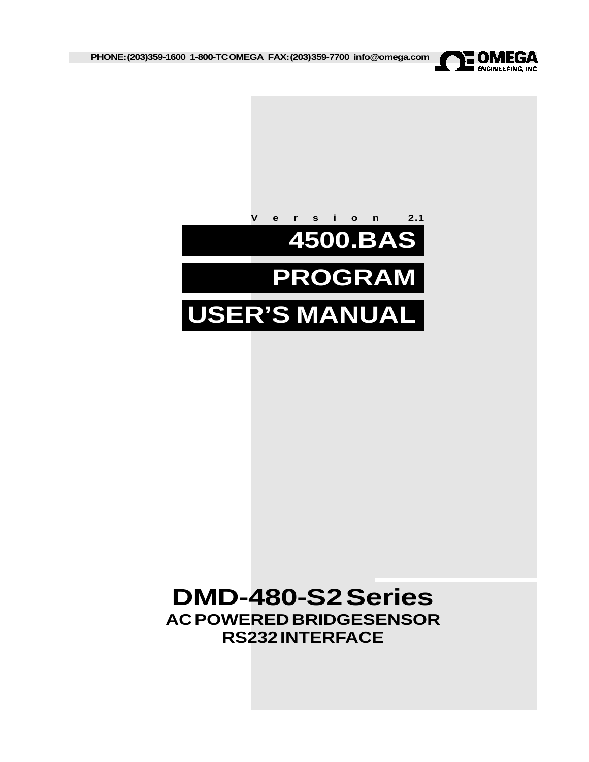PHONE: (203) 359-1600 1-800-TC OMEGA FAX: (203) 359-7700 info@omega.com

OMEGA ENGINEERING, INC

Version 2.1

# 4500.BAS

# PROGRAM

# USER'S MANUAL

## DMD-480-S2 Series

### AC POWERED BRIDGE SENSOR

### RS232 INTERFACE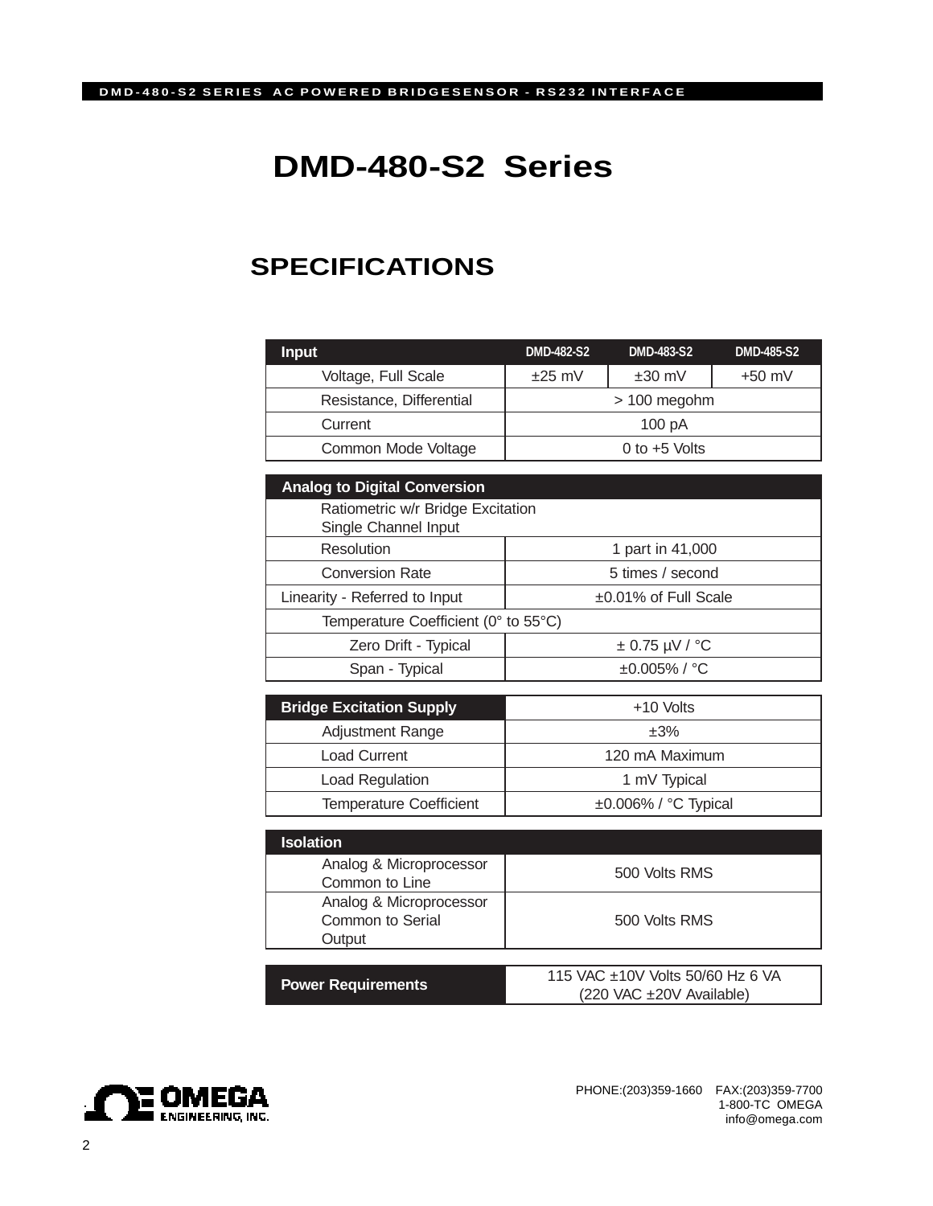# DMD-480-S2 Series

## SPECIFICATIONS

| Input | DMD-482-S2 | DMD-483-S2 | DMD-485-S2 |
|---|---|---|---|
| Voltage, Full Scale | ±25 mV | ±30 mV | +50 mV |
| Resistance, Differential | > 100 megohm | | |
| Current | 100 pA | | |
| Common Mode Voltage | 0 to +5 Volts | | |

| Analog to Digital Conversion | |
|---|---|
| Ratiometric w/r Bridge Excitation<br>Single Channel Input | |
| Resolution | 1 part in 41,000 |
| Conversion Rate | 5 times / second |
| Linearity - Referred to Input | ±0.01% of Full Scale |
| Temperature Coefficient (0° to 55°C) | |
| Zero Drift - Typical | ± 0.75 µV / °C |
| Span - Typical | ±0.005% / °C |

| Bridge Excitation Supply | +10 Volts |
|---|---|
| Adjustment Range | ±3% |
| Load Current | 120 mA Maximum |
| Load Regulation | 1 mV Typical |
| Temperature Coefficient | ±0.006% / °C Typical |

| Isolation | |
|---|---|
| Analog & Microprocessor Common to Line | 500 Volts RMS |
| Analog & Microprocessor Common to Serial Output | 500 Volts RMS |

| Power Requirements | 115 VAC ±10V Volts 50/60 Hz 6 VA<br>(220 VAC ±20V Available) |
|---|---|

OMEGA ENGINEERING, INC.

PHONE:(203)359-1660 FAX:(203)359-7700
1-800-TC OMEGA
info@omega.com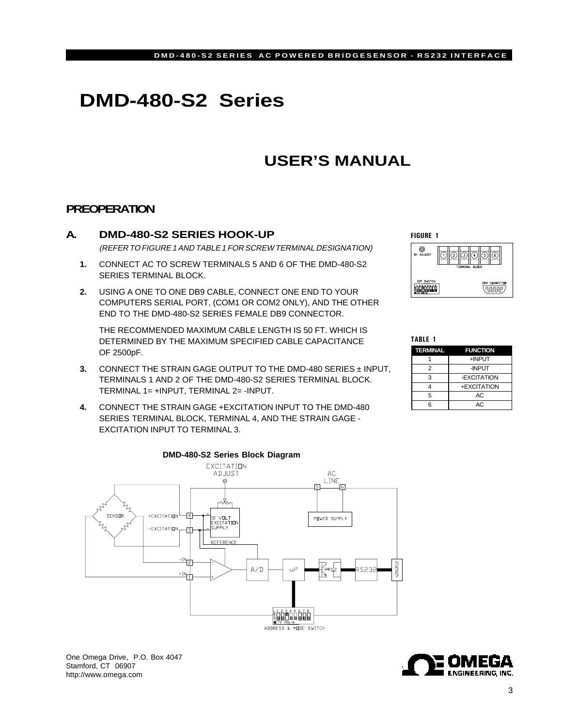# DMD-480-S2 Series

## USER'S MANUAL

### PREOPERATION

### A. DMD-480-S2 SERIES HOOK-UP

*(REFER TO FIGURE 1 AND TABLE 1 FOR SCREW TERMINAL DESIGNATION)*

**1.** CONNECT AC TO SCREW TERMINALS 5 AND 6 OF THE DMD-480-S2 SERIES TERMINAL BLOCK.

**2.** USING A ONE TO ONE DB9 CABLE, CONNECT ONE END TO YOUR COMPUTERS SERIAL PORT, (COM1 OR COM2 ONLY), AND THE OTHER END TO THE DMD-480-S2 SERIES FEMALE DB9 CONNECTOR.

THE RECOMMENDED MAXIMUM CABLE LENGTH IS 50 FT. WHICH IS DETERMINED BY THE MAXIMUM SPECIFIED CABLE CAPACITANCE OF 2500pF.

**3.** CONNECT THE STRAIN GAGE OUTPUT TO THE DMD-480 SERIES ± INPUT, TERMINALS 1 AND 2 OF THE DMD-480-S2 SERIES TERMINAL BLOCK. TERMINAL 1= +INPUT, TERMINAL 2= -INPUT.

**4.** CONNECT THE STRAIN GAGE +EXCITATION INPUT TO THE DMD-480 SERIES TERMINAL BLOCK, TERMINAL 4, AND THE STRAIN GAGE - EXCITATION INPUT TO TERMINAL 3.

**FIGURE 1**

**TABLE 1**

| TERMINAL | FUNCTION |
|---|---|
| 1 | +INPUT |
| 2 | -INPUT |
| 3 | -EXCITATION |
| 4 | +EXCITATION |
| 5 | AC |
| 6 | AC |

**DMD-480-S2 Series Block Diagram**

One Omega Drive, P.O. Box 4047
Stamford, CT 06907
http://www.omega.com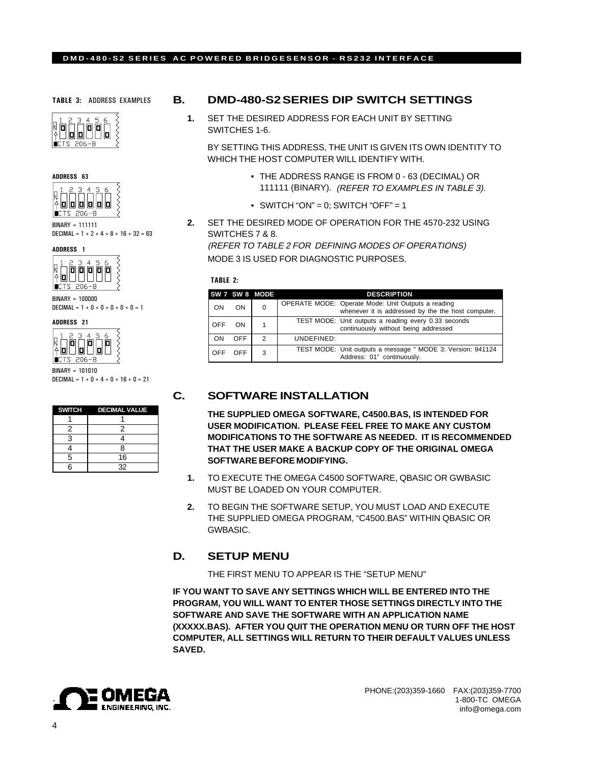**TABLE 3:** ADDRESS EXAMPLES

**ADDRESS 63**

BINARY = 111111
DECIMAL = 1 + 2 + 4 + 8 + 16 + 32 = 63

**ADDRESS 1**

BINARY = 100000
DECIMAL = 1 + 0 + 0 + 0 + 0 + 0 = 1

**ADDRESS 21**

BINARY = 101010
DECIMAL = 1 + 0 + 4 + 0 + 16 + 0 = 21

| SWITCH | DECIMAL VALUE |
|---|---|
| 1 | 1 |
| 2 | 2 |
| 3 | 4 |
| 4 | 8 |
| 5 | 16 |
| 6 | 32 |

## B. DMD-480-S2 SERIES DIP SWITCH SETTINGS

**1.** SET THE DESIRED ADDRESS FOR EACH UNIT BY SETTING SWITCHES 1-6.

BY SETTING THIS ADDRESS, THE UNIT IS GIVEN ITS OWN IDENTITY TO WHICH THE HOST COMPUTER WILL IDENTIFY WITH.

- THE ADDRESS RANGE IS FROM 0 - 63 (DECIMAL) OR 111111 (BINARY). *(REFER TO EXAMPLES IN TABLE 3).*
- SWITCH "ON" = 0; SWITCH "OFF" = 1

**2.** SET THE DESIRED MODE OF OPERATION FOR THE 4570-232 USING SWITCHES 7 & 8.
*(REFER TO TABLE 2 FOR DEFINING MODES OF OPERATIONS)*
MODE 3 IS USED FOR DIAGNOSTIC PURPOSES.

**TABLE 2:**

| SW 7 | SW 8 | MODE | DESCRIPTION |
|---|---|---|---|
| ON | ON | 0 | OPERATE MODE: Operate Mode: Unit Outputs a reading whenever it is addressed by the the host computer. |
| OFF | ON | 1 | TEST MODE: Unit outputs a reading every 0.33 seconds continuously without being addressed |
| ON | OFF | 2 | UNDEFINED: |
| OFF | OFF | 3 | TEST MODE: Unit outputs a message " MODE 3: Version: 941124 Address: 01" continuously. |

## C. SOFTWARE INSTALLATION

**THE SUPPLIED OMEGA SOFTWARE, C4500.BAS, IS INTENDED FOR USER MODIFICATION. PLEASE FEEL FREE TO MAKE ANY CUSTOM MODIFICATIONS TO THE SOFTWARE AS NEEDED. IT IS RECOMMENDED THAT THE USER MAKE A BACKUP COPY OF THE ORIGINAL OMEGA SOFTWARE BEFORE MODIFYING.**

**1.** TO EXECUTE THE OMEGA C4500 SOFTWARE, QBASIC OR GWBASIC MUST BE LOADED ON YOUR COMPUTER.

**2.** TO BEGIN THE SOFTWARE SETUP, YOU MUST LOAD AND EXECUTE THE SUPPLIED OMEGA PROGRAM, "C4500.BAS" WITHIN QBASIC OR GWBASIC.

## D. SETUP MENU

THE FIRST MENU TO APPEAR IS THE "SETUP MENU"

**IF YOU WANT TO SAVE ANY SETTINGS WHICH WILL BE ENTERED INTO THE PROGRAM, YOU WILL WANT TO ENTER THOSE SETTINGS DIRECTLY INTO THE SOFTWARE AND SAVE THE SOFTWARE WITH AN APPLICATION NAME (XXXXX.BAS). AFTER YOU QUIT THE OPERATION MENU OR TURN OFF THE HOST COMPUTER, ALL SETTINGS WILL RETURN TO THEIR DEFAULT VALUES UNLESS SAVED.**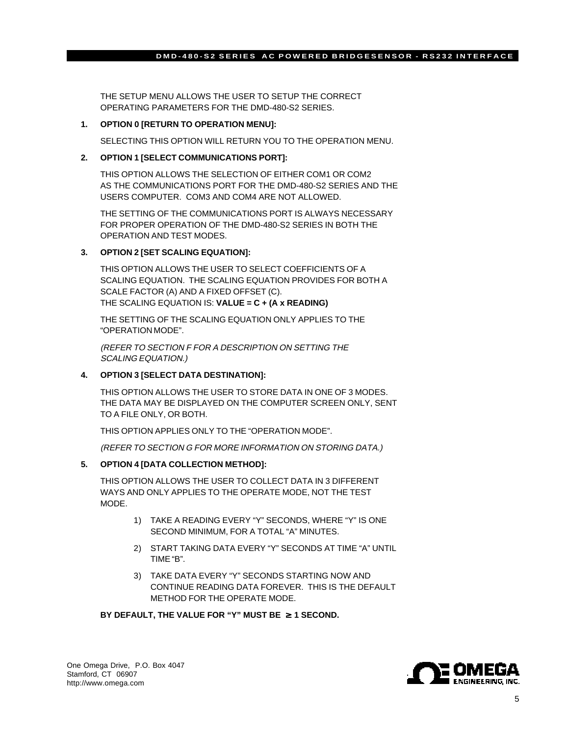THE SETUP MENU ALLOWS THE USER TO SETUP THE CORRECT OPERATING PARAMETERS FOR THE DMD-480-S2 SERIES.

**1. OPTION 0 [RETURN TO OPERATION MENU]:**

SELECTING THIS OPTION WILL RETURN YOU TO THE OPERATION MENU.

**2. OPTION 1 [SELECT COMMUNICATIONS PORT]:**

THIS OPTION ALLOWS THE SELECTION OF EITHER COM1 OR COM2 AS THE COMMUNICATIONS PORT FOR THE DMD-480-S2 SERIES AND THE USERS COMPUTER. COM3 AND COM4 ARE NOT ALLOWED.

THE SETTING OF THE COMMUNICATIONS PORT IS ALWAYS NECESSARY FOR PROPER OPERATION OF THE DMD-480-S2 SERIES IN BOTH THE OPERATION AND TEST MODES.

**3. OPTION 2 [SET SCALING EQUATION]:**

THIS OPTION ALLOWS THE USER TO SELECT COEFFICIENTS OF A SCALING EQUATION. THE SCALING EQUATION PROVIDES FOR BOTH A SCALE FACTOR (A) AND A FIXED OFFSET (C).
THE SCALING EQUATION IS: **VALUE = C + (A x READING)**

THE SETTING OF THE SCALING EQUATION ONLY APPLIES TO THE "OPERATION MODE".

*(REFER TO SECTION F FOR A DESCRIPTION ON SETTING THE SCALING EQUATION.)*

**4. OPTION 3 [SELECT DATA DESTINATION]:**

THIS OPTION ALLOWS THE USER TO STORE DATA IN ONE OF 3 MODES. THE DATA MAY BE DISPLAYED ON THE COMPUTER SCREEN ONLY, SENT TO A FILE ONLY, OR BOTH.

THIS OPTION APPLIES ONLY TO THE "OPERATION MODE".

*(REFER TO SECTION G FOR MORE INFORMATION ON STORING DATA.)*

**5. OPTION 4 [DATA COLLECTION METHOD]:**

THIS OPTION ALLOWS THE USER TO COLLECT DATA IN 3 DIFFERENT WAYS AND ONLY APPLIES TO THE OPERATE MODE, NOT THE TEST MODE.

1) TAKE A READING EVERY "Y" SECONDS, WHERE "Y" IS ONE SECOND MINIMUM, FOR A TOTAL "A" MINUTES.

2) START TAKING DATA EVERY "Y" SECONDS AT TIME "A" UNTIL TIME "B".

3) TAKE DATA EVERY "Y" SECONDS STARTING NOW AND CONTINUE READING DATA FOREVER. THIS IS THE DEFAULT METHOD FOR THE OPERATE MODE.

**BY DEFAULT, THE VALUE FOR "Y" MUST BE $\geq$ 1 SECOND.**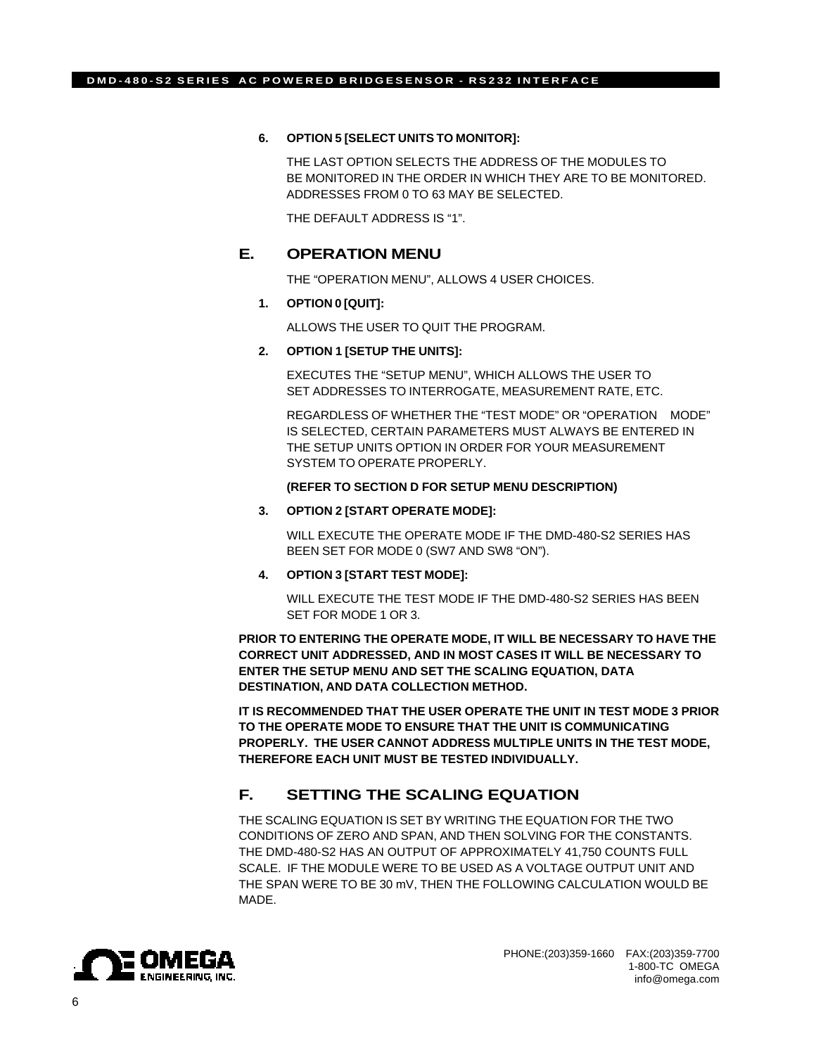**6. OPTION 5 [SELECT UNITS TO MONITOR]:**

THE LAST OPTION SELECTS THE ADDRESS OF THE MODULES TO BE MONITORED IN THE ORDER IN WHICH THEY ARE TO BE MONITORED. ADDRESSES FROM 0 TO 63 MAY BE SELECTED.

THE DEFAULT ADDRESS IS "1".

## E. OPERATION MENU

THE "OPERATION MENU", ALLOWS 4 USER CHOICES.

**1. OPTION 0 [QUIT]:**

ALLOWS THE USER TO QUIT THE PROGRAM.

**2. OPTION 1 [SETUP THE UNITS]:**

EXECUTES THE "SETUP MENU", WHICH ALLOWS THE USER TO SET ADDRESSES TO INTERROGATE, MEASUREMENT RATE, ETC.

REGARDLESS OF WHETHER THE "TEST MODE" OR "OPERATION MODE" IS SELECTED, CERTAIN PARAMETERS MUST ALWAYS BE ENTERED IN THE SETUP UNITS OPTION IN ORDER FOR YOUR MEASUREMENT SYSTEM TO OPERATE PROPERLY.

**(REFER TO SECTION D FOR SETUP MENU DESCRIPTION)**

**3. OPTION 2 [START OPERATE MODE]:**

WILL EXECUTE THE OPERATE MODE IF THE DMD-480-S2 SERIES HAS BEEN SET FOR MODE 0 (SW7 AND SW8 "ON").

**4. OPTION 3 [START TEST MODE]:**

WILL EXECUTE THE TEST MODE IF THE DMD-480-S2 SERIES HAS BEEN SET FOR MODE 1 OR 3.

**PRIOR TO ENTERING THE OPERATE MODE, IT WILL BE NECESSARY TO HAVE THE CORRECT UNIT ADDRESSED, AND IN MOST CASES IT WILL BE NECESSARY TO ENTER THE SETUP MENU AND SET THE SCALING EQUATION, DATA DESTINATION, AND DATA COLLECTION METHOD.**

**IT IS RECOMMENDED THAT THE USER OPERATE THE UNIT IN TEST MODE 3 PRIOR TO THE OPERATE MODE TO ENSURE THAT THE UNIT IS COMMUNICATING PROPERLY. THE USER CANNOT ADDRESS MULTIPLE UNITS IN THE TEST MODE, THEREFORE EACH UNIT MUST BE TESTED INDIVIDUALLY.**

## F. SETTING THE SCALING EQUATION

THE SCALING EQUATION IS SET BY WRITING THE EQUATION FOR THE TWO CONDITIONS OF ZERO AND SPAN, AND THEN SOLVING FOR THE CONSTANTS. THE DMD-480-S2 HAS AN OUTPUT OF APPROXIMATELY 41,750 COUNTS FULL SCALE. IF THE MODULE WERE TO BE USED AS A VOLTAGE OUTPUT UNIT AND THE SPAN WERE TO BE 30 mV, THEN THE FOLLOWING CALCULATION WOULD BE MADE.

PHONE:(203)359-1660 FAX:(203)359-7700
1-800-TC OMEGA
info@omega.com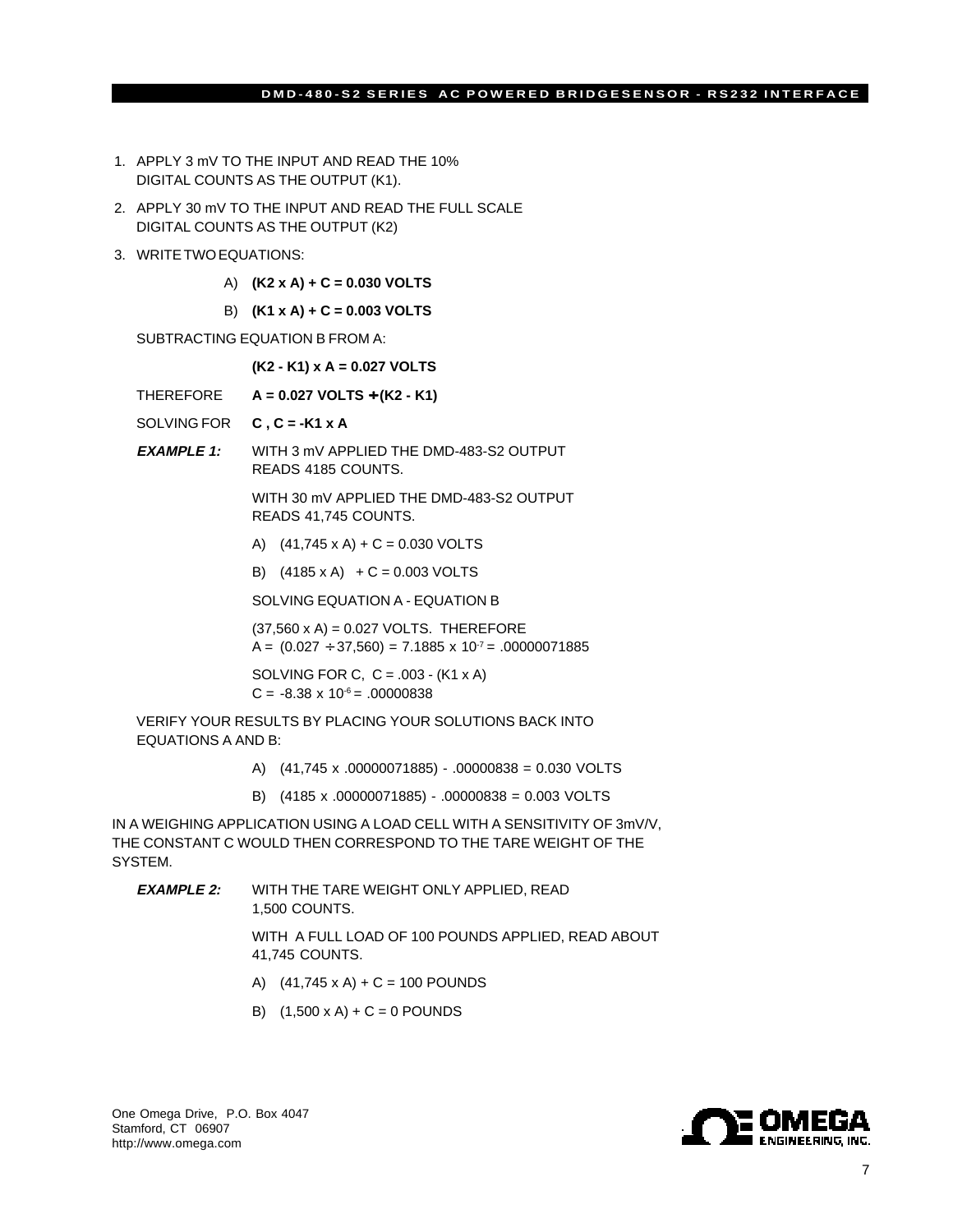1. APPLY 3 mV TO THE INPUT AND READ THE 10% DIGITAL COUNTS AS THE OUTPUT (K1).
2. APPLY 30 mV TO THE INPUT AND READ THE FULL SCALE DIGITAL COUNTS AS THE OUTPUT (K2)
3. WRITE TWO EQUATIONS:

   A) **(K2 x A) + C = 0.030 VOLTS**

   B) **(K1 x A) + C = 0.003 VOLTS**

   SUBTRACTING EQUATION B FROM A:

   **(K2 - K1) x A = 0.027 VOLTS**

   THEREFORE **A = 0.027 VOLTS ÷ (K2 - K1)**

   SOLVING FOR **C , C = -K1 x A**

   ***EXAMPLE 1:*** WITH 3 mV APPLIED THE DMD-483-S2 OUTPUT READS 4185 COUNTS.

   WITH 30 mV APPLIED THE DMD-483-S2 OUTPUT READS 41,745 COUNTS.

   A) (41,745 x A) + C = 0.030 VOLTS

   B) (4185 x A) + C = 0.003 VOLTS

   SOLVING EQUATION A - EQUATION B

   (37,560 x A) = 0.027 VOLTS. THEREFORE
   A = (0.027 ÷ 37,560) = 7.1885 x $10^{-7}$ = .00000071885

   SOLVING FOR C, C = .003 - (K1 x A)
   C = -8.38 x $10^{-6}$ = .00000838

   VERIFY YOUR RESULTS BY PLACING YOUR SOLUTIONS BACK INTO EQUATIONS A AND B:

   A) (41,745 x .00000071885) - .00000838 = 0.030 VOLTS

   B) (4185 x .00000071885) - .00000838 = 0.003 VOLTS

IN A WEIGHING APPLICATION USING A LOAD CELL WITH A SENSITIVITY OF 3mV/V, THE CONSTANT C WOULD THEN CORRESPOND TO THE TARE WEIGHT OF THE SYSTEM.

***EXAMPLE 2:*** WITH THE TARE WEIGHT ONLY APPLIED, READ 1,500 COUNTS.

WITH A FULL LOAD OF 100 POUNDS APPLIED, READ ABOUT 41,745 COUNTS.

A) (41,745 x A) + C = 100 POUNDS

B) (1,500 x A) + C = 0 POUNDS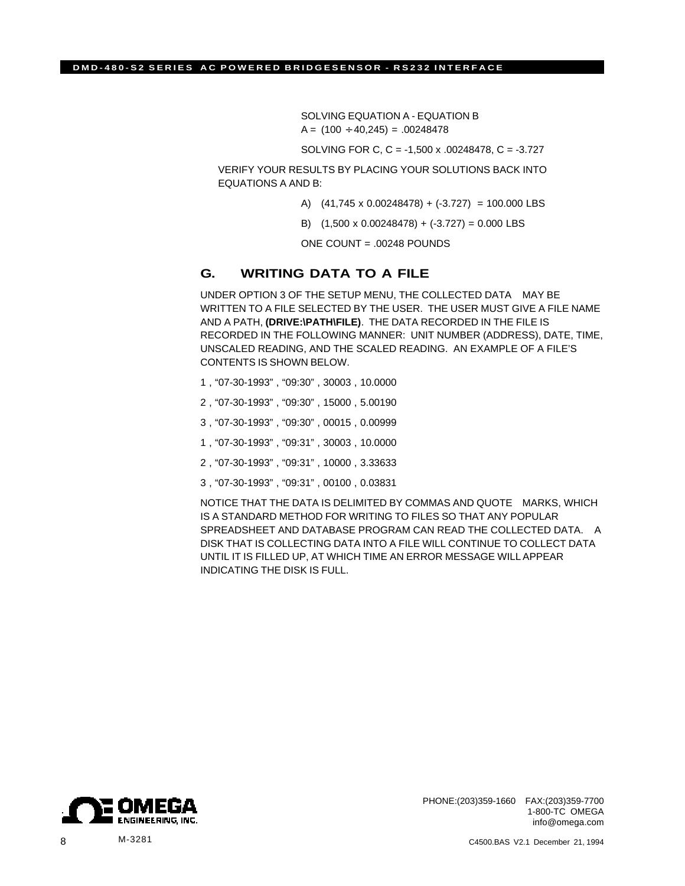SOLVING EQUATION A - EQUATION B

$A = (100 \div 40{,}245) = .00248478$

SOLVING FOR C, $C = -1{,}500 \times .00248478$, $C = -3.727$

VERIFY YOUR RESULTS BY PLACING YOUR SOLUTIONS BACK INTO EQUATIONS A AND B:

A) $(41{,}745 \times 0.00248478) + (-3.727) = 100.000$ LBS

B) $(1{,}500 \times 0.00248478) + (-3.727) = 0.000$ LBS

ONE COUNT = .00248 POUNDS

## G. WRITING DATA TO A FILE

UNDER OPTION 3 OF THE SETUP MENU, THE COLLECTED DATA MAY BE WRITTEN TO A FILE SELECTED BY THE USER. THE USER MUST GIVE A FILE NAME AND A PATH, **(DRIVE:\PATH\FILE)**. THE DATA RECORDED IN THE FILE IS RECORDED IN THE FOLLOWING MANNER: UNIT NUMBER (ADDRESS), DATE, TIME, UNSCALED READING, AND THE SCALED READING. AN EXAMPLE OF A FILE'S CONTENTS IS SHOWN BELOW.

```
1 , "07-30-1993" , "09:30" , 30003 , 10.0000
2 , "07-30-1993" , "09:30" , 15000 , 5.00190
3 , "07-30-1993" , "09:30" , 00015 , 0.00999
1 , "07-30-1993" , "09:31" , 30003 , 10.0000
2 , "07-30-1993" , "09:31" , 10000 , 3.33633
3 , "07-30-1993" , "09:31" , 00100 , 0.03831
```

NOTICE THAT THE DATA IS DELIMITED BY COMMAS AND QUOTE MARKS, WHICH IS A STANDARD METHOD FOR WRITING TO FILES SO THAT ANY POPULAR SPREADSHEET AND DATABASE PROGRAM CAN READ THE COLLECTED DATA. A DISK THAT IS COLLECTING DATA INTO A FILE WILL CONTINUE TO COLLECT DATA UNTIL IT IS FILLED UP, AT WHICH TIME AN ERROR MESSAGE WILL APPEAR INDICATING THE DISK IS FULL.